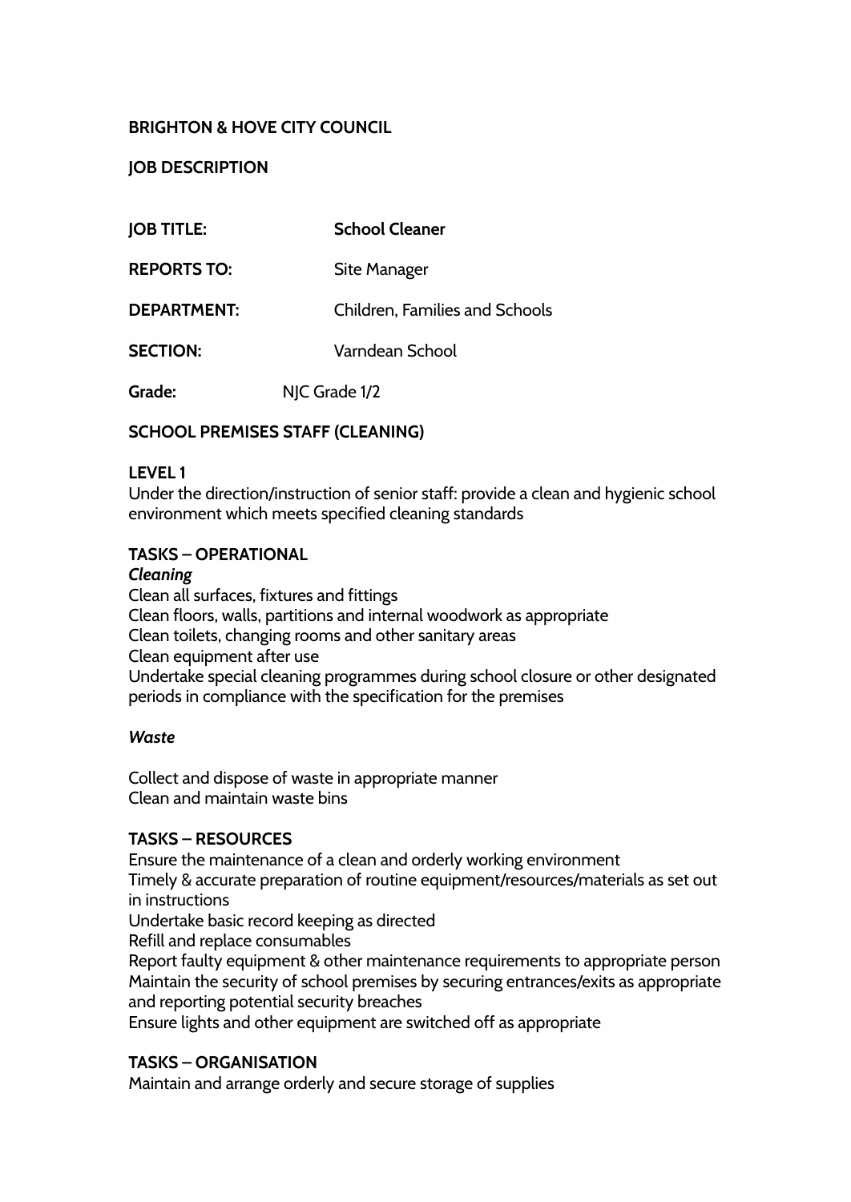**BRIGHTON & HOVE CITY COUNCIL**

**JOB DESCRIPTION**

| | |
|---|---|
| **JOB TITLE:** | **School Cleaner** |
| **REPORTS TO:** | Site Manager |
| **DEPARTMENT:** | Children, Families and Schools |
| **SECTION:** | Varndean School |
| **Grade:** | NJC Grade 1/2 |

**SCHOOL PREMISES STAFF (CLEANING)**

**LEVEL 1**
Under the direction/instruction of senior staff: provide a clean and hygienic school environment which meets specified cleaning standards

**TASKS – OPERATIONAL**

***Cleaning***

Clean all surfaces, fixtures and fittings
Clean floors, walls, partitions and internal woodwork as appropriate
Clean toilets, changing rooms and other sanitary areas
Clean equipment after use
Undertake special cleaning programmes during school closure or other designated periods in compliance with the specification for the premises

***Waste***

Collect and dispose of waste in appropriate manner
Clean and maintain waste bins

**TASKS – RESOURCES**

Ensure the maintenance of a clean and orderly working environment
Timely & accurate preparation of routine equipment/resources/materials as set out in instructions
Undertake basic record keeping as directed
Refill and replace consumables
Report faulty equipment & other maintenance requirements to appropriate person
Maintain the security of school premises by securing entrances/exits as appropriate and reporting potential security breaches
Ensure lights and other equipment are switched off as appropriate

**TASKS – ORGANISATION**

Maintain and arrange orderly and secure storage of supplies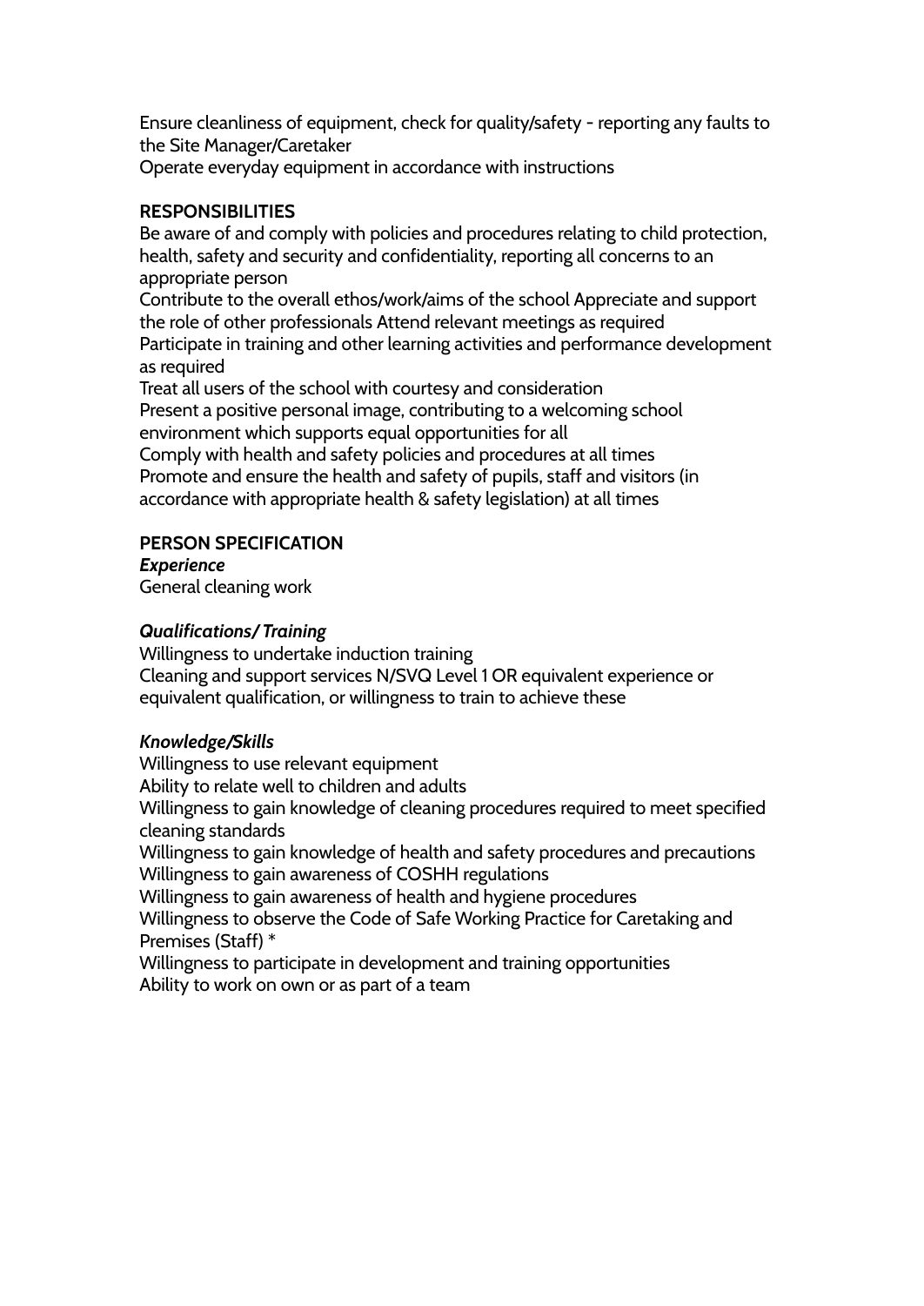Ensure cleanliness of equipment, check for quality/safety - reporting any faults to the Site Manager/Caretaker
Operate everyday equipment in accordance with instructions

**RESPONSIBILITIES**
Be aware of and comply with policies and procedures relating to child protection, health, safety and security and confidentiality, reporting all concerns to an appropriate person
Contribute to the overall ethos/work/aims of the school Appreciate and support the role of other professionals Attend relevant meetings as required
Participate in training and other learning activities and performance development as required
Treat all users of the school with courtesy and consideration
Present a positive personal image, contributing to a welcoming school environment which supports equal opportunities for all
Comply with health and safety policies and procedures at all times
Promote and ensure the health and safety of pupils, staff and visitors (in accordance with appropriate health & safety legislation) at all times

**PERSON SPECIFICATION**
***Experience***
General cleaning work

***Qualifications/ Training***
Willingness to undertake induction training
Cleaning and support services N/SVQ Level 1 OR equivalent experience or equivalent qualification, or willingness to train to achieve these

***Knowledge/Skills***
Willingness to use relevant equipment
Ability to relate well to children and adults
Willingness to gain knowledge of cleaning procedures required to meet specified cleaning standards
Willingness to gain knowledge of health and safety procedures and precautions
Willingness to gain awareness of COSHH regulations
Willingness to gain awareness of health and hygiene procedures
Willingness to observe the Code of Safe Working Practice for Caretaking and Premises (Staff) *
Willingness to participate in development and training opportunities
Ability to work on own or as part of a team